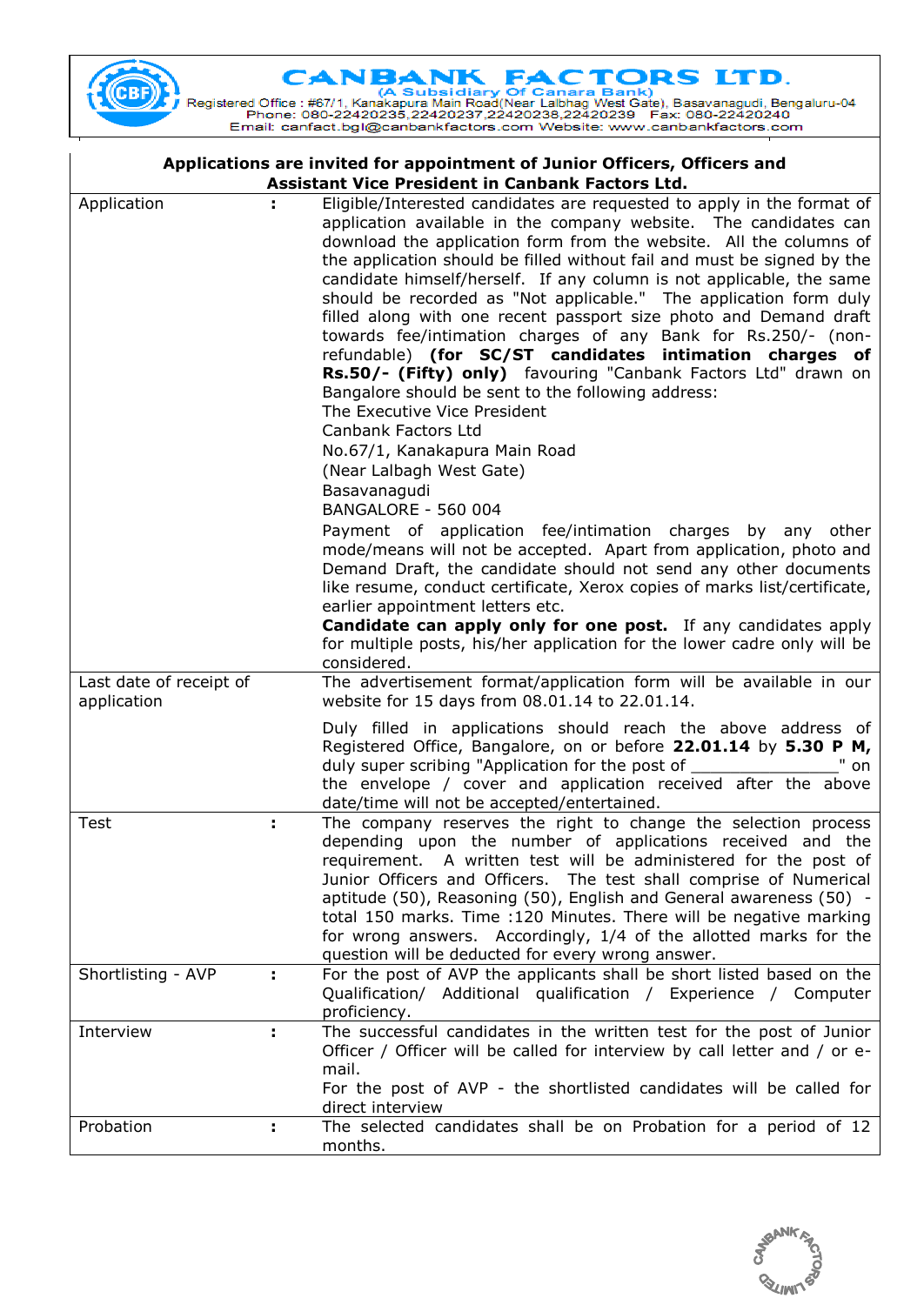# CANBANK FACTORS LTD.

(A Subsidiary Of Canara Bank)

Registered Office : #67/1, Kanakapura Main Road(Near Lalbhag West Gate), Basavanagudi, Bengaluru-04
Phone: 080-22420235,22420237,22420238,22420239 Fax: 080-22420240
Email: canfact.bgl@canbankfactors.com Website: www.canbankfactors.com

## Applications are invited for appointment of Junior Officers, Officers and Assistant Vice President in Canbank Factors Ltd.

| | | |
|---|---|---|
| Application | : | Eligible/Interested candidates are requested to apply in the format of application available in the company website. The candidates can download the application form from the website. All the columns of the application should be filled without fail and must be signed by the candidate himself/herself. If any column is not applicable, the same should be recorded as "Not applicable." The application form duly filled along with one recent passport size photo and Demand draft towards fee/intimation charges of any Bank for Rs.250/- (non-refundable) **(for SC/ST candidates intimation charges of Rs.50/- (Fifty) only)** favouring "Canbank Factors Ltd" drawn on Bangalore should be sent to the following address:<br>The Executive Vice President<br>Canbank Factors Ltd<br>No.67/1, Kanakapura Main Road<br>(Near Lalbagh West Gate)<br>Basavanagudi<br>BANGALORE - 560 004<br>Payment of application fee/intimation charges by any other mode/means will not be accepted. Apart from application, photo and Demand Draft, the candidate should not send any other documents like resume, conduct certificate, Xerox copies of marks list/certificate, earlier appointment letters etc.<br>**Candidate can apply only for one post.** If any candidates apply for multiple posts, his/her application for the lower cadre only will be considered. |
| Last date of receipt of application | | The advertisement format/application form will be available in our website for 15 days from 08.01.14 to 22.01.14.<br>Duly filled in applications should reach the above address of Registered Office, Bangalore, on or before **22.01.14** by **5.30 P M,** duly super scribing "Application for the post of _______________" on the envelope / cover and application received after the above date/time will not be accepted/entertained. |
| Test | : | The company reserves the right to change the selection process depending upon the number of applications received and the requirement. A written test will be administered for the post of Junior Officers and Officers. The test shall comprise of Numerical aptitude (50), Reasoning (50), English and General awareness (50) - total 150 marks. Time :120 Minutes. There will be negative marking for wrong answers. Accordingly, 1/4 of the allotted marks for the question will be deducted for every wrong answer. |
| Shortlisting - AVP | : | For the post of AVP the applicants shall be short listed based on the Qualification/ Additional qualification / Experience / Computer proficiency. |
| Interview | : | The successful candidates in the written test for the post of Junior Officer / Officer will be called for interview by call letter and / or e-mail.<br>For the post of AVP - the shortlisted candidates will be called for direct interview |
| Probation | : | The selected candidates shall be on Probation for a period of 12 months. |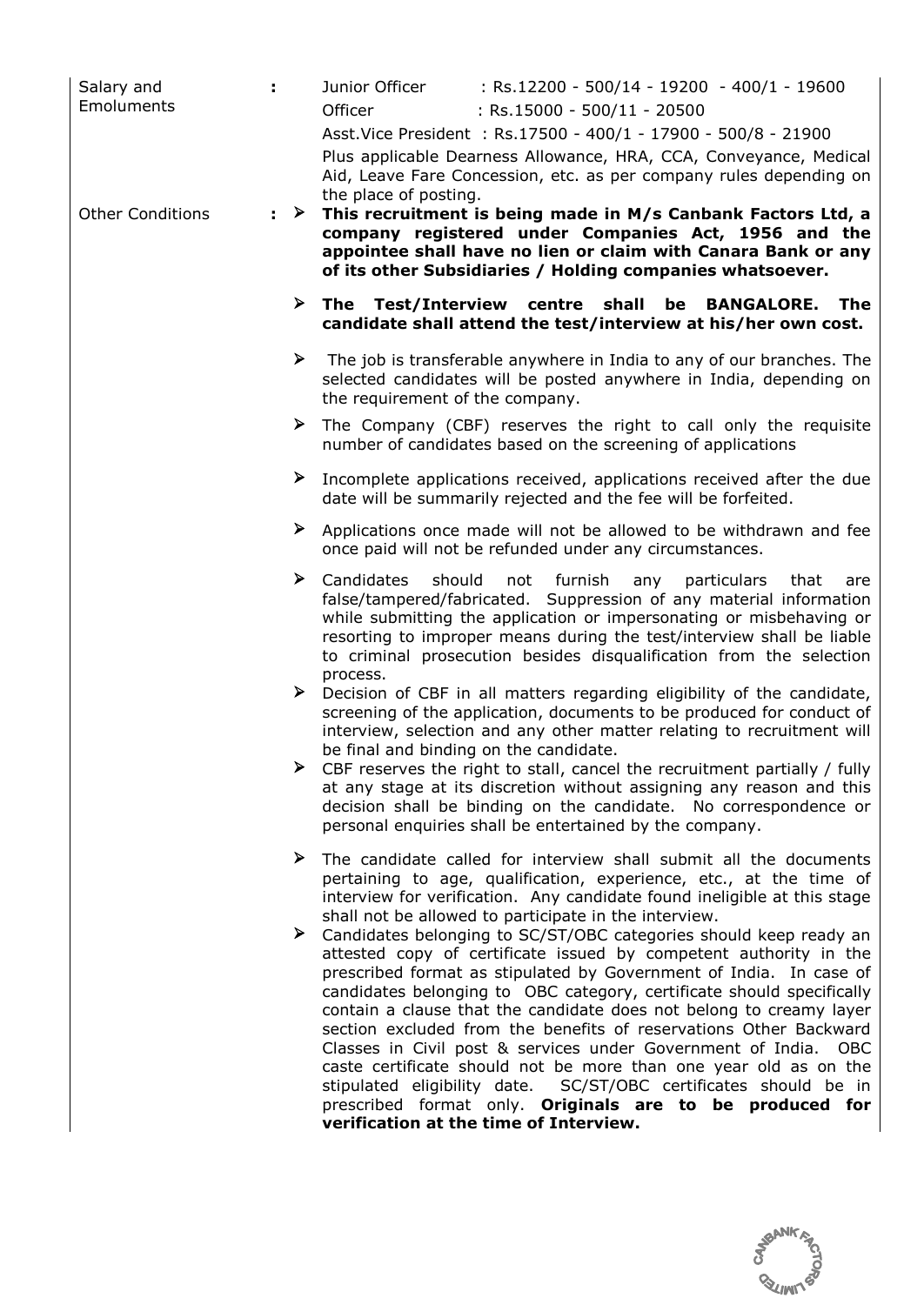| | | |
|---|---|---|
| Salary and Emoluments | : | Junior Officer : Rs.12200 - 500/14 - 19200 - 400/1 - 19600<br>Officer : Rs.15000 - 500/11 - 20500<br>Asst.Vice President : Rs.17500 - 400/1 - 17900 - 500/8 - 21900<br>Plus applicable Dearness Allowance, HRA, CCA, Conveyance, Medical Aid, Leave Fare Concession, etc. as per company rules depending on the place of posting. |

**Other Conditions :**

- **This recruitment is being made in M/s Canbank Factors Ltd, a company registered under Companies Act, 1956 and the appointee shall have no lien or claim with Canara Bank or any of its other Subsidiaries / Holding companies whatsoever.**
- **The Test/Interview centre shall be BANGALORE. The candidate shall attend the test/interview at his/her own cost.**
- The job is transferable anywhere in India to any of our branches. The selected candidates will be posted anywhere in India, depending on the requirement of the company.
- The Company (CBF) reserves the right to call only the requisite number of candidates based on the screening of applications
- Incomplete applications received, applications received after the due date will be summarily rejected and the fee will be forfeited.
- Applications once made will not be allowed to be withdrawn and fee once paid will not be refunded under any circumstances.
- Candidates should not furnish any particulars that are false/tampered/fabricated. Suppression of any material information while submitting the application or impersonating or misbehaving or resorting to improper means during the test/interview shall be liable to criminal prosecution besides disqualification from the selection process.
- Decision of CBF in all matters regarding eligibility of the candidate, screening of the application, documents to be produced for conduct of interview, selection and any other matter relating to recruitment will be final and binding on the candidate.
- CBF reserves the right to stall, cancel the recruitment partially / fully at any stage at its discretion without assigning any reason and this decision shall be binding on the candidate. No correspondence or personal enquiries shall be entertained by the company.
- The candidate called for interview shall submit all the documents pertaining to age, qualification, experience, etc., at the time of interview for verification. Any candidate found ineligible at this stage shall not be allowed to participate in the interview.
- Candidates belonging to SC/ST/OBC categories should keep ready an attested copy of certificate issued by competent authority in the prescribed format as stipulated by Government of India. In case of candidates belonging to OBC category, certificate should specifically contain a clause that the candidate does not belong to creamy layer section excluded from the benefits of reservations Other Backward Classes in Civil post & services under Government of India. OBC caste certificate should not be more than one year old as on the stipulated eligibility date. SC/ST/OBC certificates should be in prescribed format only. **Originals are to be produced for verification at the time of Interview.**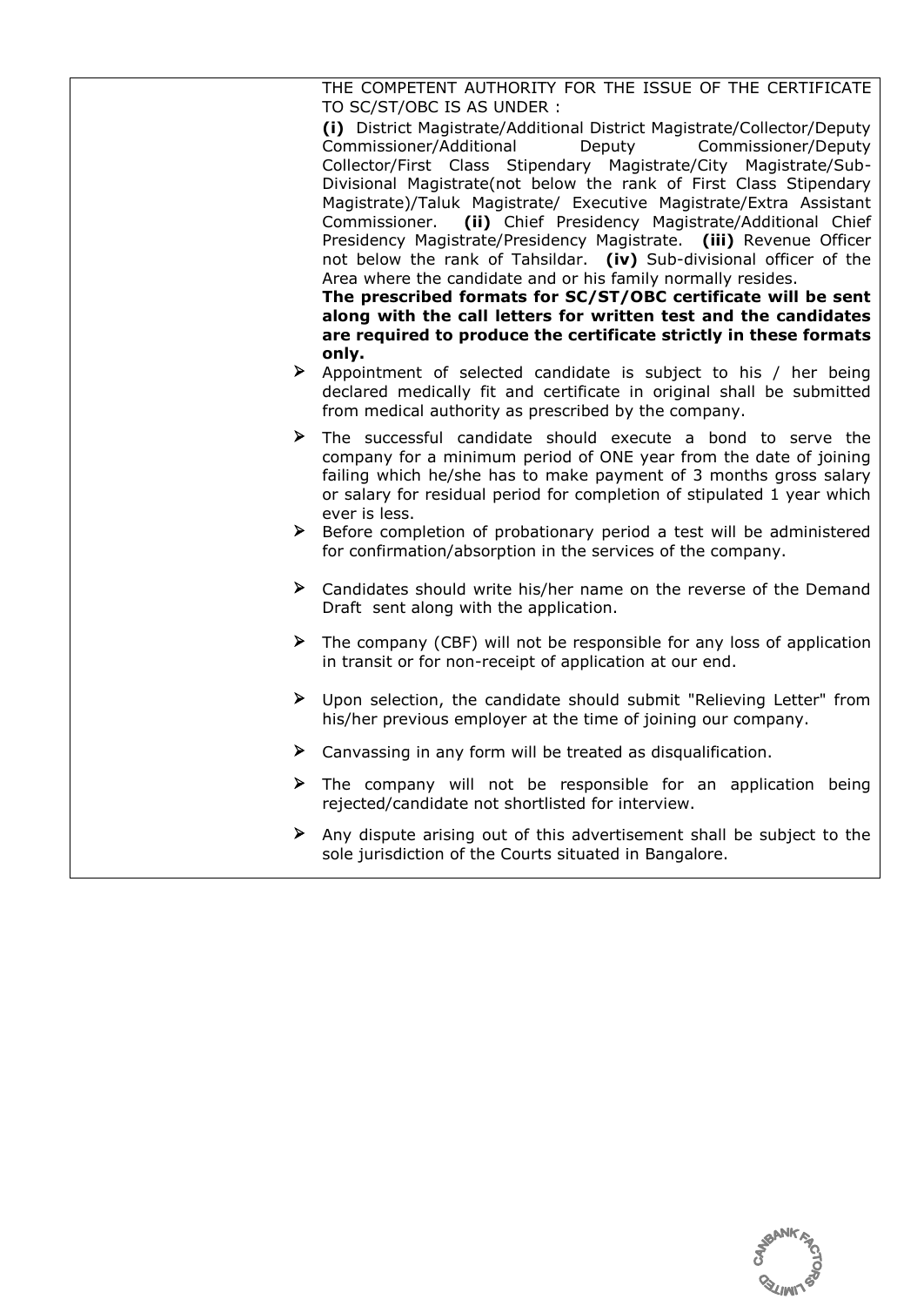THE COMPETENT AUTHORITY FOR THE ISSUE OF THE CERTIFICATE TO SC/ST/OBC IS AS UNDER :

**(i)** District Magistrate/Additional District Magistrate/Collector/Deputy Commissioner/Additional Deputy Commissioner/Deputy Collector/First Class Stipendary Magistrate/City Magistrate/Sub-Divisional Magistrate(not below the rank of First Class Stipendary Magistrate)/Taluk Magistrate/ Executive Magistrate/Extra Assistant Commissioner. **(ii)** Chief Presidency Magistrate/Additional Chief Presidency Magistrate/Presidency Magistrate. **(iii)** Revenue Officer not below the rank of Tahsildar. **(iv)** Sub-divisional officer of the Area where the candidate and or his family normally resides.

**The prescribed formats for SC/ST/OBC certificate will be sent along with the call letters for written test and the candidates are required to produce the certificate strictly in these formats only.**

- Appointment of selected candidate is subject to his / her being declared medically fit and certificate in original shall be submitted from medical authority as prescribed by the company.
- The successful candidate should execute a bond to serve the company for a minimum period of ONE year from the date of joining failing which he/she has to make payment of 3 months gross salary or salary for residual period for completion of stipulated 1 year which ever is less.
- Before completion of probationary period a test will be administered for confirmation/absorption in the services of the company.
- Candidates should write his/her name on the reverse of the Demand Draft sent along with the application.
- The company (CBF) will not be responsible for any loss of application in transit or for non-receipt of application at our end.
- Upon selection, the candidate should submit "Relieving Letter" from his/her previous employer at the time of joining our company.
- Canvassing in any form will be treated as disqualification.
- The company will not be responsible for an application being rejected/candidate not shortlisted for interview.
- Any dispute arising out of this advertisement shall be subject to the sole jurisdiction of the Courts situated in Bangalore.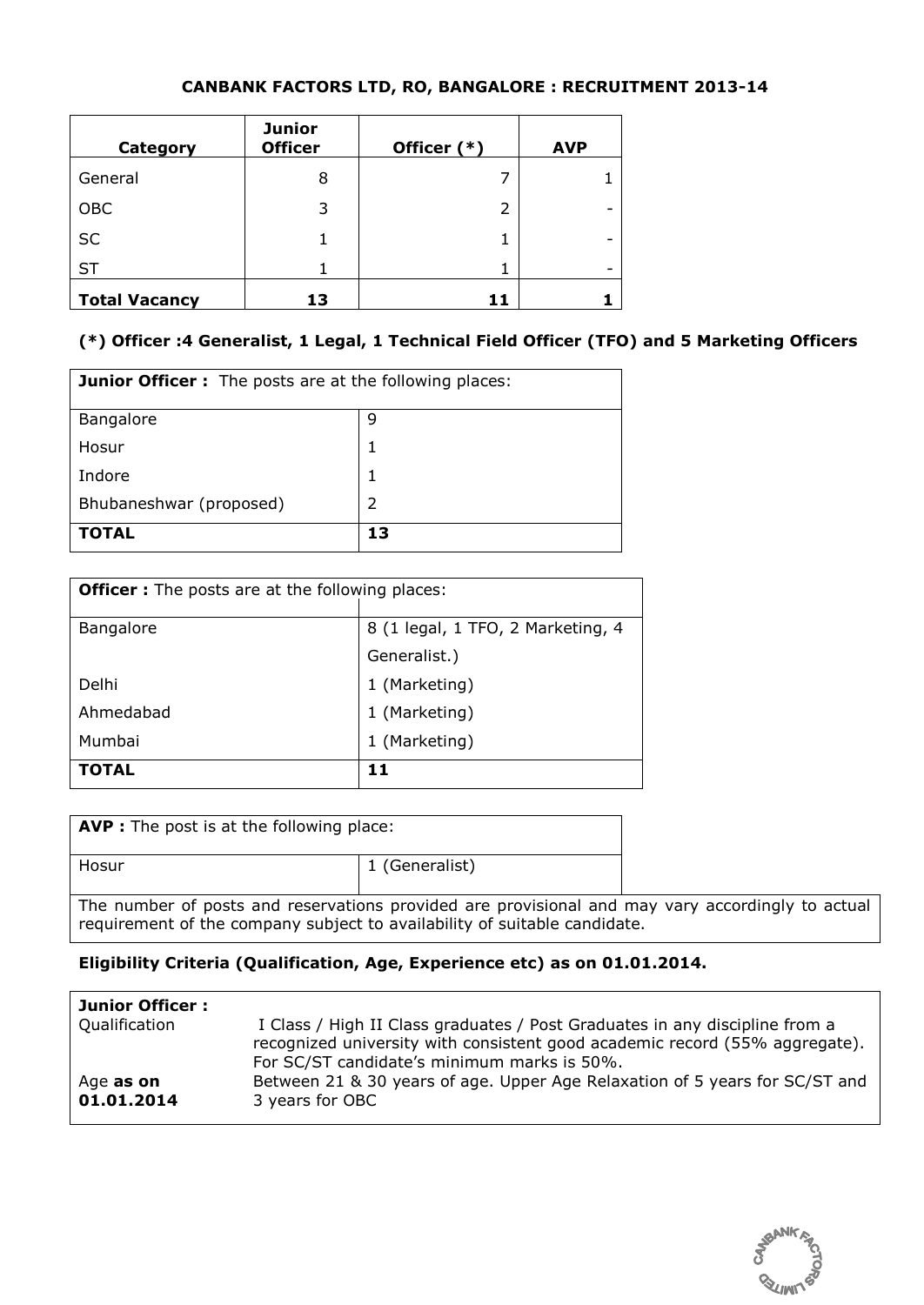# CANBANK FACTORS LTD, RO, BANGALORE : RECRUITMENT 2013-14

| Category | Junior Officer | Officer (*) | AVP |
|---|---|---|---|
| General | 8 | 7 | 1 |
| OBC | 3 | 2 | - |
| SC | 1 | 1 | - |
| ST | 1 | 1 | - |
| **Total Vacancy** | **13** | **11** | **1** |

**(*) Officer :4 Generalist, 1 Legal, 1 Technical Field Officer (TFO) and 5 Marketing Officers**

| **Junior Officer :** The posts are at the following places: | |
|---|---|
| Bangalore | 9 |
| Hosur | 1 |
| Indore | 1 |
| Bhubaneshwar (proposed) | 2 |
| **TOTAL** | **13** |

| **Officer :** The posts are at the following places: | |
|---|---|
| Bangalore | 8 (1 legal, 1 TFO, 2 Marketing, 4 Generalist.) |
| Delhi | 1 (Marketing) |
| Ahmedabad | 1 (Marketing) |
| Mumbai | 1 (Marketing) |
| **TOTAL** | **11** |

| **AVP :** The post is at the following place: | |
|---|---|
| Hosur | 1 (Generalist) |

The number of posts and reservations provided are provisional and may vary accordingly to actual requirement of the company subject to availability of suitable candidate.

**Eligibility Criteria (Qualification, Age, Experience etc) as on 01.01.2014.**

| **Junior Officer :** | |
|---|---|
| Qualification | I Class / High II Class graduates / Post Graduates in any discipline from a recognized university with consistent good academic record (55% aggregate). For SC/ST candidate's minimum marks is 50%. |
| Age **as on 01.01.2014** | Between 21 & 30 years of age. Upper Age Relaxation of 5 years for SC/ST and 3 years for OBC |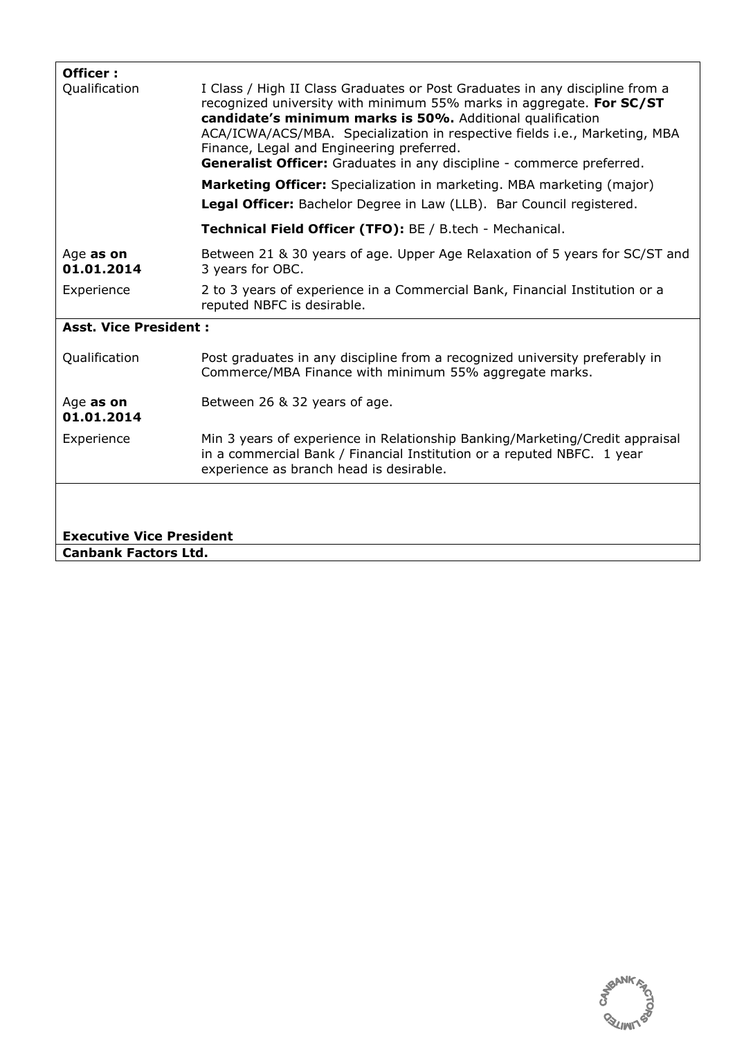| | |
|---|---|
| **Officer :** | |
| Qualification | I Class / High II Class Graduates or Post Graduates in any discipline from a recognized university with minimum 55% marks in aggregate. **For SC/ST candidate's minimum marks is 50%.** Additional qualification ACA/ICWA/ACS/MBA. Specialization in respective fields i.e., Marketing, MBA Finance, Legal and Engineering preferred.<br>**Generalist Officer:** Graduates in any discipline - commerce preferred.<br>**Marketing Officer:** Specialization in marketing. MBA marketing (major)<br>**Legal Officer:** Bachelor Degree in Law (LLB). Bar Council registered.<br>**Technical Field Officer (TFO):** BE / B.tech - Mechanical. |
| Age **as on 01.01.2014** | Between 21 & 30 years of age. Upper Age Relaxation of 5 years for SC/ST and 3 years for OBC. |
| Experience | 2 to 3 years of experience in a Commercial Bank, Financial Institution or a reputed NBFC is desirable. |
| **Asst. Vice President :** | |
| Qualification | Post graduates in any discipline from a recognized university preferably in Commerce/MBA Finance with minimum 55% aggregate marks. |
| Age **as on 01.01.2014** | Between 26 & 32 years of age. |
| Experience | Min 3 years of experience in Relationship Banking/Marketing/Credit appraisal in a commercial Bank / Financial Institution or a reputed NBFC. 1 year experience as branch head is desirable. |

**Executive Vice President**
**Canbank Factors Ltd.**